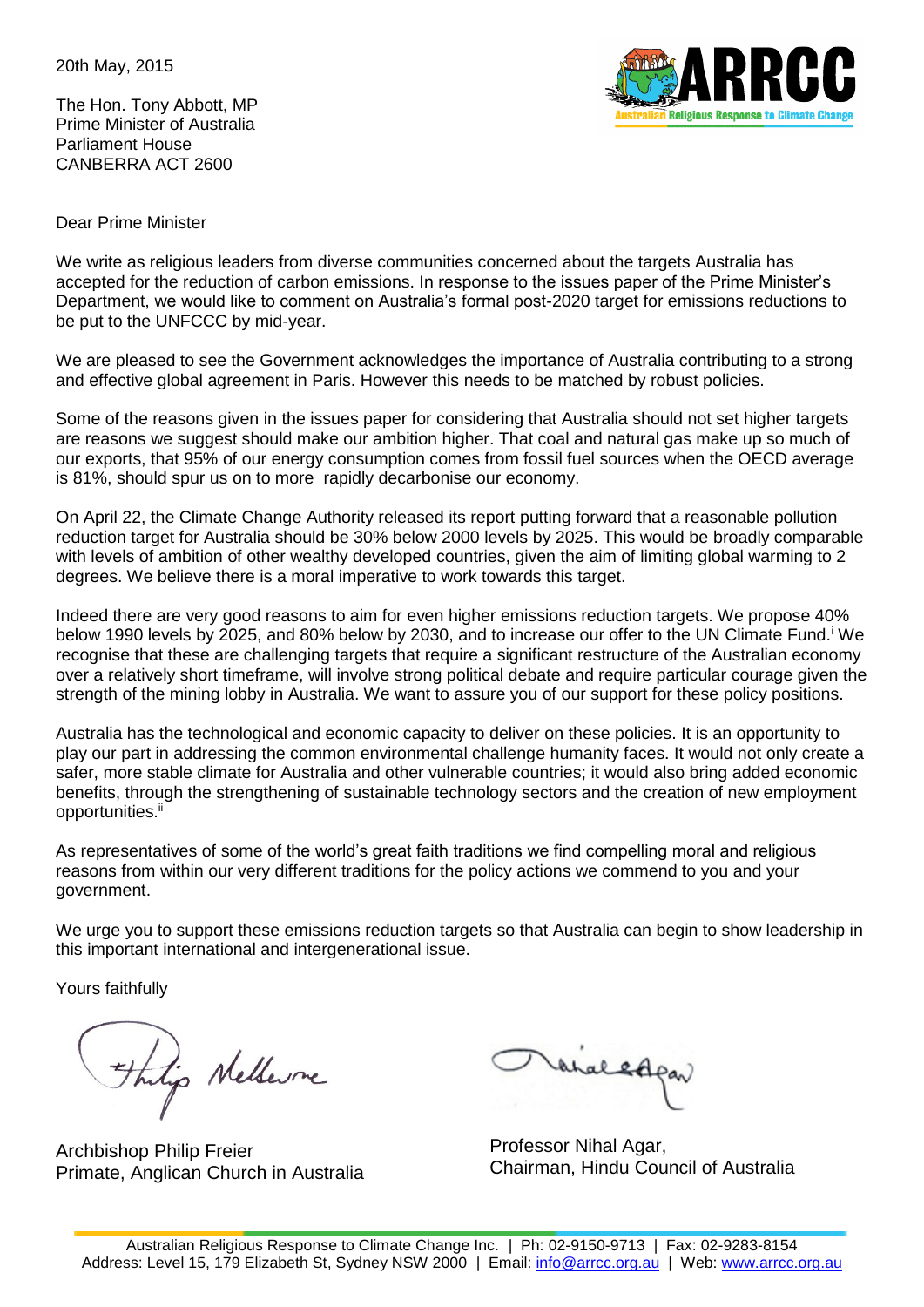20th May, 2015

ARRCC
Australian Religious Response to Climate Change

The Hon. Tony Abbott, MP
Prime Minister of Australia
Parliament House
CANBERRA ACT 2600

Dear Prime Minister

We write as religious leaders from diverse communities concerned about the targets Australia has accepted for the reduction of carbon emissions. In response to the issues paper of the Prime Minister's Department, we would like to comment on Australia's formal post-2020 target for emissions reductions to be put to the UNFCCC by mid-year.

We are pleased to see the Government acknowledges the importance of Australia contributing to a strong and effective global agreement in Paris. However this needs to be matched by robust policies.

Some of the reasons given in the issues paper for considering that Australia should not set higher targets are reasons we suggest should make our ambition higher. That coal and natural gas make up so much of our exports, that 95% of our energy consumption comes from fossil fuel sources when the OECD average is 81%, should spur us on to more rapidly decarbonise our economy.

On April 22, the Climate Change Authority released its report putting forward that a reasonable pollution reduction target for Australia should be 30% below 2000 levels by 2025. This would be broadly comparable with levels of ambition of other wealthy developed countries, given the aim of limiting global warming to 2 degrees. We believe there is a moral imperative to work towards this target.

Indeed there are very good reasons to aim for even higher emissions reduction targets. We propose 40% below 1990 levels by 2025, and 80% below by 2030, and to increase our offer to the UN Climate Fund.[i] We recognise that these are challenging targets that require a significant restructure of the Australian economy over a relatively short timeframe, will involve strong political debate and require particular courage given the strength of the mining lobby in Australia. We want to assure you of our support for these policy positions.

Australia has the technological and economic capacity to deliver on these policies. It is an opportunity to play our part in addressing the common environmental challenge humanity faces. It would not only create a safer, more stable climate for Australia and other vulnerable countries; it would also bring added economic benefits, through the strengthening of sustainable technology sectors and the creation of new employment opportunities.[ii]

As representatives of some of the world's great faith traditions we find compelling moral and religious reasons from within our very different traditions for the policy actions we commend to you and your government.

We urge you to support these emissions reduction targets so that Australia can begin to show leadership in this important international and intergenerational issue.

Yours faithfully

Archbishop Philip Freier
Primate, Anglican Church in Australia

Professor Nihal Agar,
Chairman, Hindu Council of Australia

Australian Religious Response to Climate Change Inc. | Ph: 02-9150-9713 | Fax: 02-9283-8154
Address: Level 15, 179 Elizabeth St, Sydney NSW 2000 | Email: info@arrcc.org.au | Web: www.arrcc.org.au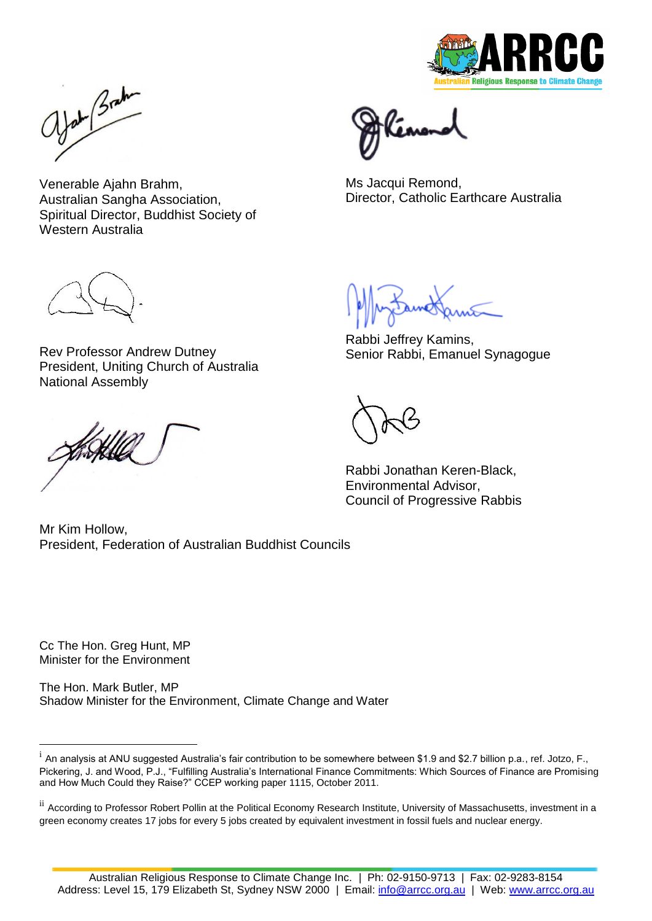Venerable Ajahn Brahm,
Australian Sangha Association,
Spiritual Director, Buddhist Society of Western Australia

Ms Jacqui Remond,
Director, Catholic Earthcare Australia

Rev Professor Andrew Dutney
President, Uniting Church of Australia National Assembly

Rabbi Jeffrey Kamins,
Senior Rabbi, Emanuel Synagogue

Rabbi Jonathan Keren-Black,
Environmental Advisor,
Council of Progressive Rabbis

Mr Kim Hollow,
President, Federation of Australian Buddhist Councils

Cc The Hon. Greg Hunt, MP
Minister for the Environment

The Hon. Mark Butler, MP
Shadow Minister for the Environment, Climate Change and Water

---

[i] An analysis at ANU suggested Australia's fair contribution to be somewhere between $1.9 and $2.7 billion p.a., ref. Jotzo, F., Pickering, J. and Wood, P.J., "Fulfilling Australia's International Finance Commitments: Which Sources of Finance are Promising and How Much Could they Raise?" CCEP working paper 1115, October 2011.

[ii] According to Professor Robert Pollin at the Political Economy Research Institute, University of Massachusetts, investment in a green economy creates 17 jobs for every 5 jobs created by equivalent investment in fossil fuels and nuclear energy.